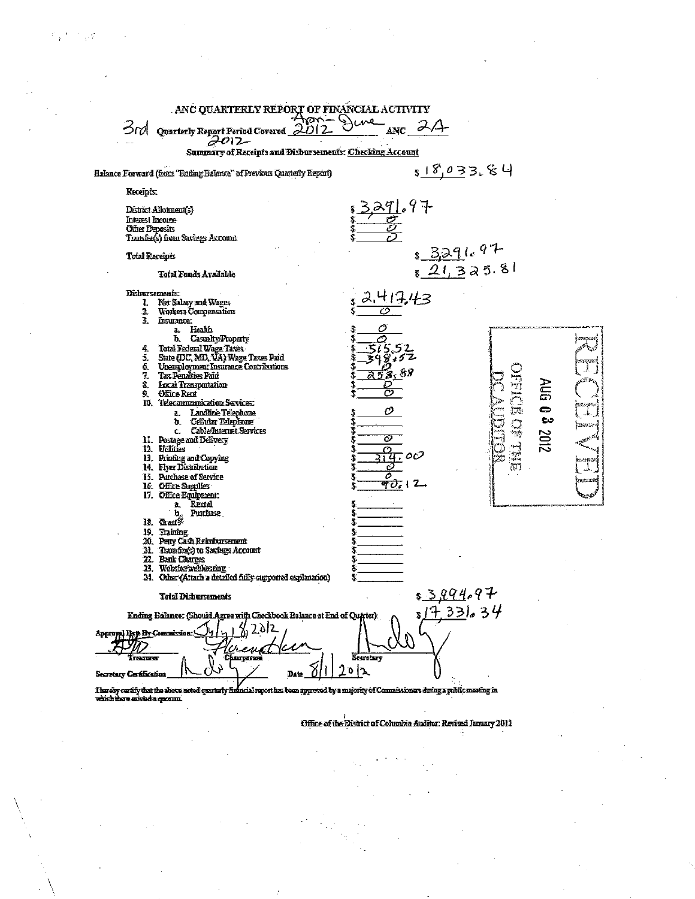# ANC QUARTERLY REPORT OF FINANCIAL ACTIVITY

3rd Quarterly Report Period Covered Apr - June 2012 2012 ANC 2A

**Summary of Receipts and Disbursements: Checking Account**

Balance Forward (from "Ending Balance" of Previous Quarterly Report) $ 18,033.84

Receipts:

| | | |
|---|---|---|
| District Allotment(s) | $ 3,291.97 | |
| Interest Income | $ 0 | |
| Other Deposits | $ 0 | |
| Transfer(s) from Savings Account | $ 0 | |
| **Total Receipts** | | $ 3,291.97 |
| **Total Funds Available** | | $ 21,325.81 |

Disbursements:

| | | |
|---|---|---|
| 1. Net Salary and Wages | $ 2,417.43 | |
| 2. Workers Compensation | $ 0 | |
| 3. Insurance: | | |
| a. Health | $ 0 | |
| b. Casualty/Property | $ 0 | |
| 4. Total Federal Wage Taxes | $ 515.52 | |
| 5. State (DC, MD, VA) Wage Taxes Paid | $ 398.52 | |
| 6. Unemployment Insurance Contributions | $ 0 | |
| 7. Tax Penalties Paid | $ 258.88 | |
| 8. Local Transportation | $ 0 | |
| 9. Office Rent | $ 0 | |
| 10. Telecommunication Services: | | |
| a. Landline Telephone | $ 0 | |
| b. Cellular Telephone | $ | |
| c. Cable/Internet Services | $ | |
| 11. Postage and Delivery | $ 0 | |
| 12. Utilities | $ 0 | |
| 13. Printing and Copying | $ 314.00 | |
| 14. Flyer Distribution | $ 0 | |
| 15. Purchase of Service | $ 0 | |
| 16. Office Supplies | $ 90.12 | |
| 17. Office Equipment: | | |
| a. Rental | $ | |
| b. Purchase | $ | |
| 18. Grants | $ | |
| 19. Training | $ | |
| 20. Petty Cash Reimbursement | $ | |
| 21. Transfer(s) to Savings Account | $ | |
| 22. Bank Charges | $ | |
| 23. Website/webhosting | $ | |
| 24. Other (Attach a detailed fully-supported explanation) | $ | |
| **Total Disbursements** | | $ 3,994.97 |

Ending Balance: (Should Agree with Checkbook Balance at End of Quarter) $ 17,331.34

Approval Date By Commission: July 18, 2012

Treasurer _______ Chairperson _______ Secretary _______

Secretary Certification _______ Date 8/1/2012

I hereby certify that the above noted quarterly financial report has been approved by a majority of Commissioners during a public meeting in which there existed a quorum.

RECEIVED AUG 03 2012 OFFICE OF THE DC AUDITOR

Office of the District of Columbia Auditor: Revised January 2011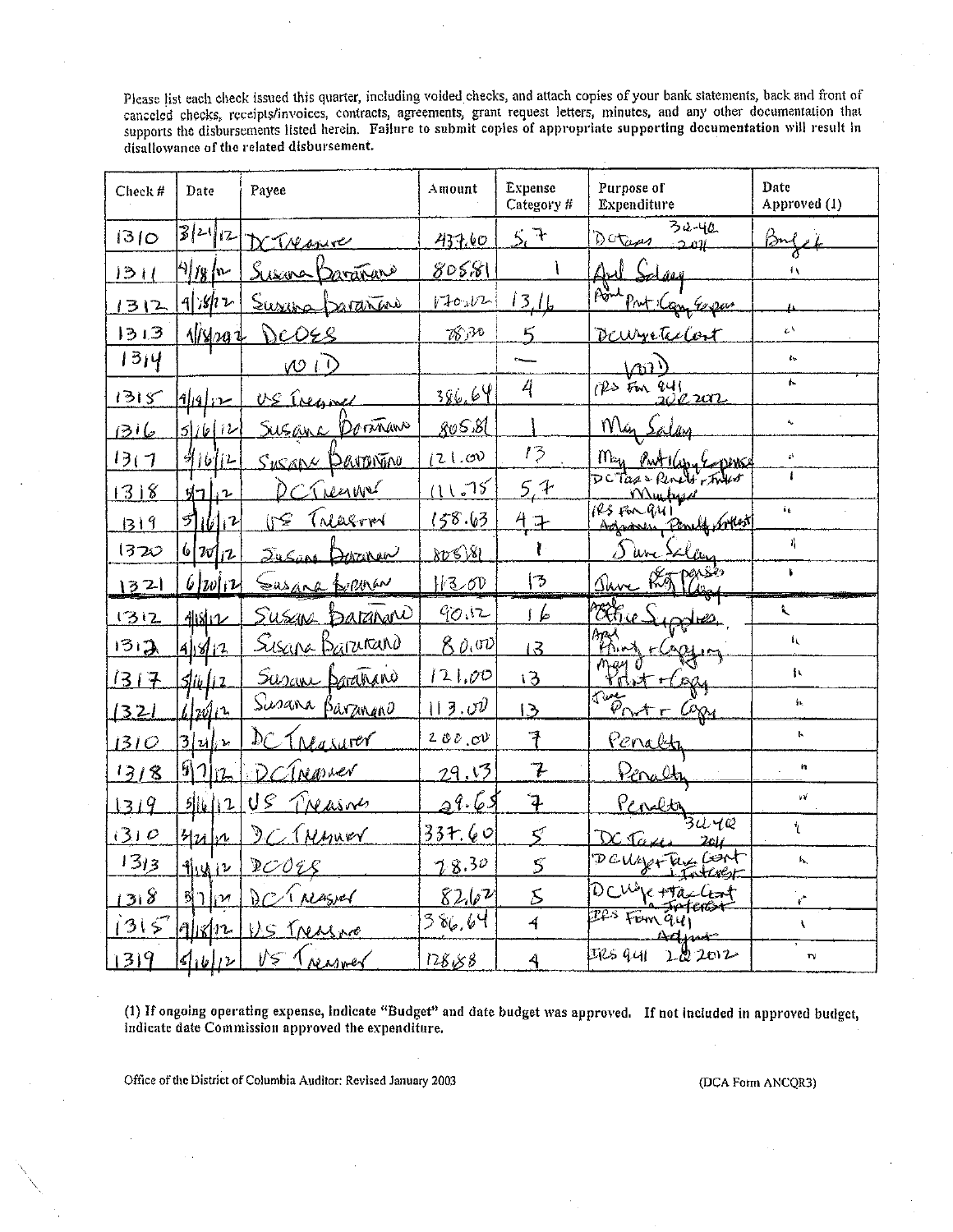Please list each check issued this quarter, including voided checks, and attach copies of your bank statements, back and front of canceled checks, receipts/invoices, contracts, agreements, grant request letters, minutes, and any other documentation that supports the disbursements listed herein. Failure to submit copies of appropriate supporting documentation will result in disallowance of the related disbursement.

| Check # | Date | Payee | Amount | Expense Category # | Purpose of Expenditure | Date Approved (1) |
|---|---|---|---|---|---|---|
| 1310 | 3/21/12 | DC Treasurer | 437.60 | 5, 7 | DC Taxes 3Q-4Q 2011 | Budget |
| 1311 | 4/18/12 | Susana Baranano | 805.81 | 1 | April Salary | " |
| 1312 | 4/18/12 | Susana Baranano | 170.12 | 13, 16 | April Print, Copy Expenses | " |
| 1313 | 4/18/2012 | DCOES | 78.30 | 5 | DC Wage Tax Cont | " |
| 1314 | | VOID | | — | VOID | " |
| 1315 | 4/19/12 | US Treasurer | 386.64 | 4 | IRS Form 941 2Q 2012 | " |
| 1316 | 5/16/12 | Susana Baranano | 805.81 | 1 | May Salary | " |
| 1317 | 5/16/12 | Susana Baranano | 121.00 | 13 | May Print/Copy Expenses | " |
| 1318 | 5/7/12 | DC Treasurer | 111.75 | 5, 7 | DC Taxes Penalty, Interest Mustque | " |
| 1319 | 5/16/12 | US Treasurer | 158.63 | 4, 7 | IRS Form 941 Adjustment, Penalty, Interest | " |
| 1320 | 6/20/12 | Susana Baranano | 805.81 | 1 | June Salary | " |
| 1321 | 6/20/12 | Susana Baranano | 113.00 | 13 | June Print Copy Expenses | " |
| 1312 | 4/18/12 | Susana Baranano | 90.12 | 16 | April Office Supplies | " |
| 1312 | 4/18/12 | Susana Baranano | 80.00 | 13 | April Printing + Copying | " |
| 1317 | 5/16/12 | Susana Baranano | 121.00 | 13 | May Print + Copy | " |
| 1321 | 6/20/12 | Susana Baranano | 113.00 | 13 | June Print + Copy | " |
| 1310 | 3/21/12 | DC Treasurer | 200.00 | 7 | Penalty | " |
| 1318 | 5/7/12 | DC Treasurer | 29.13 | 7 | Penalty | " |
| 1319 | 5/16/12 | US Treasurer | 29.65 | 7 | Penalty | " |
| 1310 | 3/21/12 | DC Treasurer | 337.60 | 5 | DC Taxes 3Q 4Q 2011 | " |
| 1313 | 4/18/12 | DCOES | 78.30 | 5 | DC Wage Tax Cont + Interest | " |
| 1318 | 5/7/12 | DC Treasurer | 82.62 | 5 | DC Wage + Tax Cont + Interest | " |
| 1315 | 4/18/12 | US Treasurer | 386.64 | 4 | IRS Form 941 Adjust | " |
| 1319 | 5/16/12 | US Treasurer | 128.88 | 4 | IRS 941 2Q 2012 | " |

(1) If ongoing operating expense, indicate "Budget" and date budget was approved. If not included in approved budget, indicate date Commission approved the expenditure.

Office of the District of Columbia Auditor: Revised January 2003 (DCA Form ANCQR3)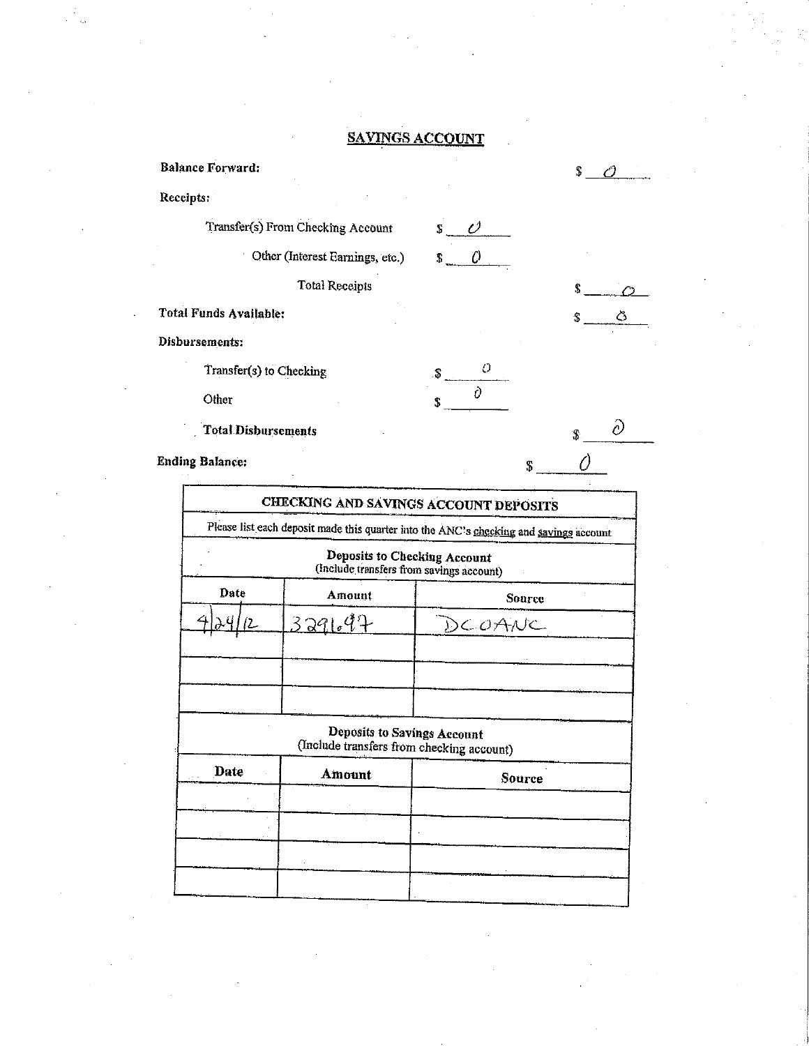## SAVINGS ACCOUNT

**Balance Forward:** $ 0

**Receipts:**

Transfer(s) From Checking Account $ 0

Other (Interest Earnings, etc.) $ 0

Total Receipts $ 0

**Total Funds Available:** $ 0

**Disbursements:**

Transfer(s) to Checking $ 0

Other $ 0

**Total Disbursements** $ 0

**Ending Balance:** $ 0

| CHECKING AND SAVINGS ACCOUNT DEPOSITS | | |
|---|---|---|
| Please list each deposit made this quarter into the ANC's checking and savings account | | |
| **Deposits to Checking Account** (Include transfers from savings account) | | |
| **Date** | **Amount** | **Source** |
| 4/24/12 | 3291.97 | DCOANC |
| | | |
| | | |
| | | |
| **Deposits to Savings Account** (Include transfers from checking account) | | |
| **Date** | **Amount** | **Source** |
| | | |
| | | |
| | | |
| | | |